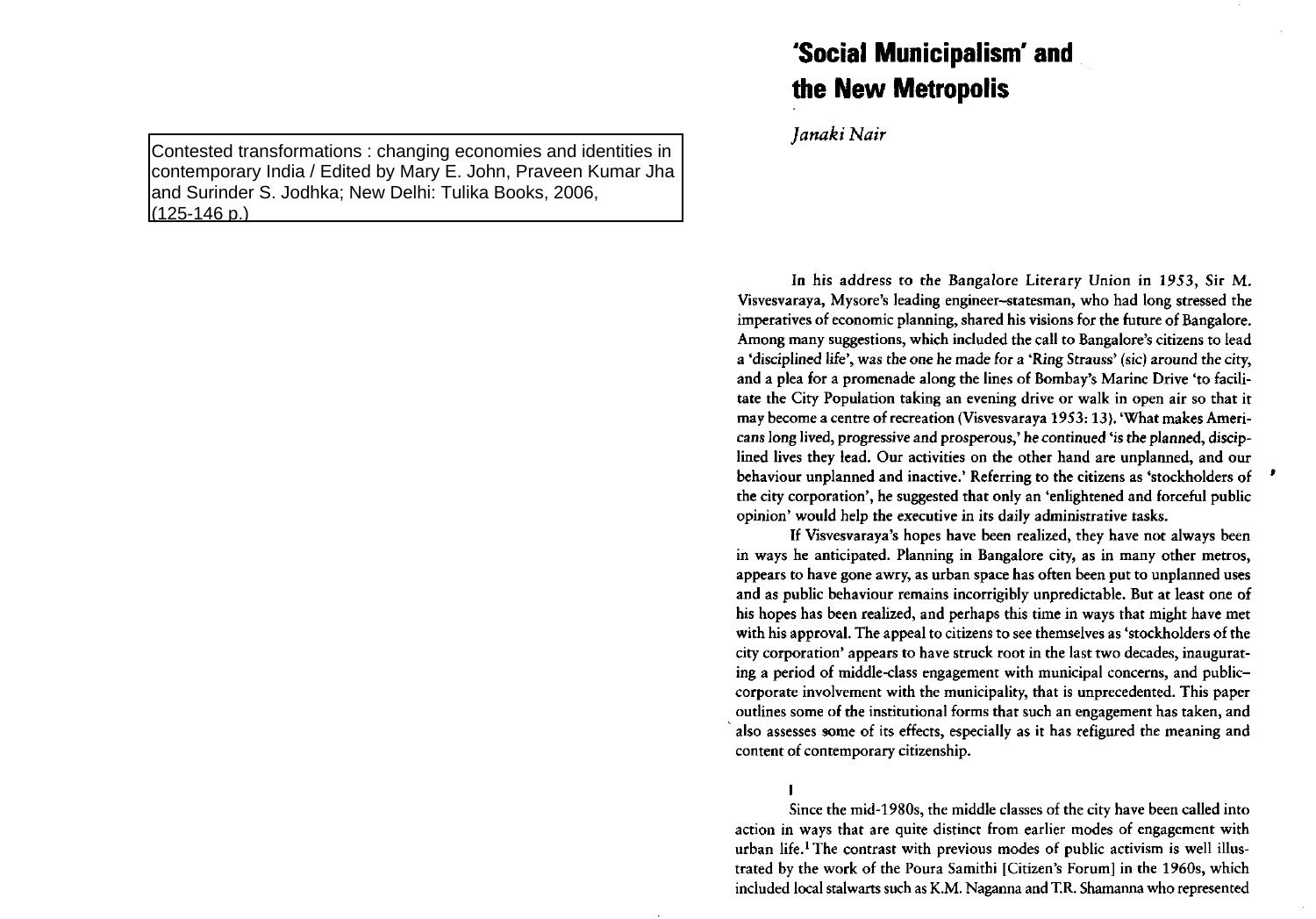Contested transformations : changing economies and identities in contemporary India / Edited by Mary E. John, Praveen Kumar Jha and Surinder S. Jodhka; New Delhi: Tulika Books, 2006, (125-146 p.)

# 'Social Municipalism' and the New Metropolis

*Janaki Nair*

In his address to the Bangalore Literary Union in 1953, Sir M. Visvesvaraya, Mysore's leading engineer–statesman, who had long stressed the imperatives of economic planning, shared his visions for the future of Bangalore. Among many suggestions, which included the call to Bangalore's citizens to lead a 'disciplined life', was the one he made for a 'Ring Strauss' (sic) around the city, and a plea for a promenade along the lines of Bombay's Marine Drive 'to facilitate the City Population taking an evening drive or walk in open air so that it may become a centre of recreation (Visvesvaraya 1953: 13). 'What makes Americans long lived, progressive and prosperous,' he continued 'is the planned, disciplined lives they lead. Our activities on the other hand are unplanned, and our behaviour unplanned and inactive.' Referring to the citizens as 'stockholders of the city corporation', he suggested that only an 'enlightened and forceful public opinion' would help the executive in its daily administrative tasks.

If Visvesvaraya's hopes have been realized, they have not always been in ways he anticipated. Planning in Bangalore city, as in many other metros, appears to have gone awry, as urban space has often been put to unplanned uses and as public behaviour remains incorrigibly unpredictable. But at least one of his hopes has been realized, and perhaps this time in ways that might have met with his approval. The appeal to citizens to see themselves as 'stockholders of the city corporation' appears to have struck root in the last two decades, inaugurating a period of middle-class engagement with municipal concerns, and public–corporate involvement with the municipality, that is unprecedented. This paper outlines some of the institutional forms that such an engagement has taken, and also assesses some of its effects, especially as it has refigured the meaning and content of contemporary citizenship.

## I

Since the mid-1980s, the middle classes of the city have been called into action in ways that are quite distinct from earlier modes of engagement with urban life.[1] The contrast with previous modes of public activism is well illustrated by the work of the Poura Samithi [Citizen's Forum] in the 1960s, which included local stalwarts such as K.M. Naganna and T.R. Shamanna who represented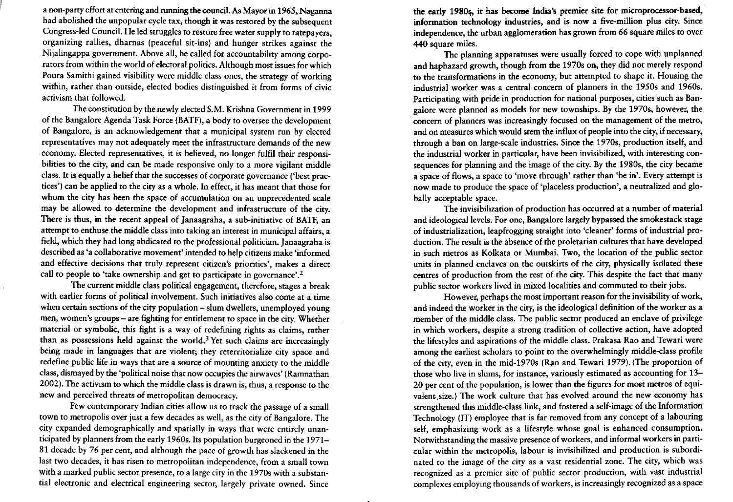a non-party effort at entering and running the council. As Mayor in 1965, Naganna had abolished the unpopular cycle tax, though it was restored by the subsequent Congress-led Council. He led struggles to restore free water supply to ratepayers, organizing rallies, dharnas (peaceful sit-ins) and hunger strikes against the Nijalingappa government. Above all, he called for accountability among corporators from within the world of electoral politics. Although most issues for which Poura Samithi gained visibility were middle class ones, the strategy of working within, rather than outside, elected bodies distinguished it from forms of civic activism that followed.

The constitution by the newly elected S.M. Krishna Government in 1999 of the Bangalore Agenda Task Force (BATF), a body to oversee the development of Bangalore, is an acknowledgement that a municipal system run by elected representatives may not adequately meet the infrastructure demands of the new economy. Elected representatives, it is believed, no longer fulfil their responsibilities to the city, and can be made responsive only to a more vigilant middle class. It is equally a belief that the successes of corporate governance ('best practices') can be applied to the city as a whole. In effect, it has meant that those for whom the city has been the space of accumulation on an unprecedented scale may be allowed to determine the development and infrastructure of the city. There is thus, in the recent appeal of Janaagraha, a sub-initiative of BATF, an attempt to enthuse the middle class into taking an interest in municipal affairs, a field, which they had long abdicated to the professional politician. Janaagraha is described as 'a collaborative movement' intended to help citizens make 'informed and effective decisions that truly represent citizen's priorities', makes a direct call to people to 'take ownership and get to participate in governance'.[2]

The current middle class political engagement, therefore, stages a break with earlier forms of political involvement. Such initiatives also come at a time when certain sections of the city population – slum dwellers, unemployed young men, women's groups – are fighting for entitlement to space in the city. Whether material or symbolic, this fight is a way of redefining rights as claims, rather than as possessions held against the world.[3] Yet such claims are increasingly being made in languages that are violent; they reterritorialize city space and redefine public life in ways that are a source of mounting anxiety to the middle class, dismayed by the 'political noise that now occupies the airwaves' (Ramnathan 2002). The activism to which the middle class is drawn is, thus, a response to the new and perceived threats of metropolitan democracy.

Few contemporary Indian cities allow us to track the passage of a small town to metropolis over just a few decades as well, as the city of Bangalore. The city expanded demographically and spatially in ways that were entirely unanticipated by planners from the early 1960s. Its population burgeoned in the 1971–81 decade by 76 per cent, and although the pace of growth has slackened in the last two decades, it has risen to metropolitan independence, from a small town with a marked public sector presence, to a large city in the 1970s with a substantial electronic and electrical engineering sector, largely private owned. Since the early 1980s, it has become India's premier site for microprocessor-based, information technology industries, and is now a five-million plus city. Since independence, the urban agglomeration has grown from 66 square miles to over 440 square miles.

The planning apparatuses were usually forced to cope with unplanned and haphazard growth, though from the 1970s on, they did not merely respond to the transformations in the economy, but attempted to shape it. Housing the industrial worker was a central concern of planners in the 1950s and 1960s. Participating with pride in production for national purposes, cities such as Bangalore were planned as models for new townships. By the 1970s, however, the concern of planners was increasingly focused on the management of the metro, and on measures which would stem the influx of people into the city, if necessary, through a ban on large-scale industries. Since the 1970s, production itself, and the industrial worker in particular, have been invisibilized, with interesting consequences for planning and the image of the city. By the 1980s, the city became a space of flows, a space to 'move through' rather than 'be in'. Every attempt is now made to produce the space of 'placeless production', a neutralized and globally acceptable space.

The invisibilization of production has occurred at a number of material and ideological levels. For one, Bangalore largely bypassed the smokestack stage of industrialization, leapfrogging straight into 'cleaner' forms of industrial production. The result is the absence of the proletarian cultures that have developed in such metros as Kolkata or Mumbai. Two, the location of the public sector units in planned enclaves on the outskirts of the city, physically isolated these centres of production from the rest of the city. This despite the fact that many public sector workers lived in mixed localities and commuted to their jobs.

However, perhaps the most important reason for the invisibility of work, and indeed the worker in the city, is the ideological definition of the worker as a member of the middle class. The public sector produced an enclave of privilege in which workers, despite a strong tradition of collective action, have adopted the lifestyles and aspirations of the middle class. Prakasa Rao and Tewari were among the earliest scholars to point to the overwhelmingly middle-class profile of the city, even in the mid-1970s (Rao and Tewari 1979). (The proportion of those who live in slums, for instance, variously estimated as accounting for 13–20 per cent of the population, is lower than the figures for most metros of equivalent size.) The work culture that has evolved around the new economy has strengthened this middle-class link, and fostered a self-image of the Information Technology (IT) employee that is far removed from any concept of a labouring self, emphasizing work as a lifestyle whose goal is enhanced consumption. Notwithstanding the massive presence of workers, and informal workers in particular within the metropolis, labour is invisibilized and production is subordinated to the image of the city as a vast residential zone. The city, which was recognized as a premier site of public sector production, with vast industrial complexes employing thousands of workers, is increasingly recognized as a space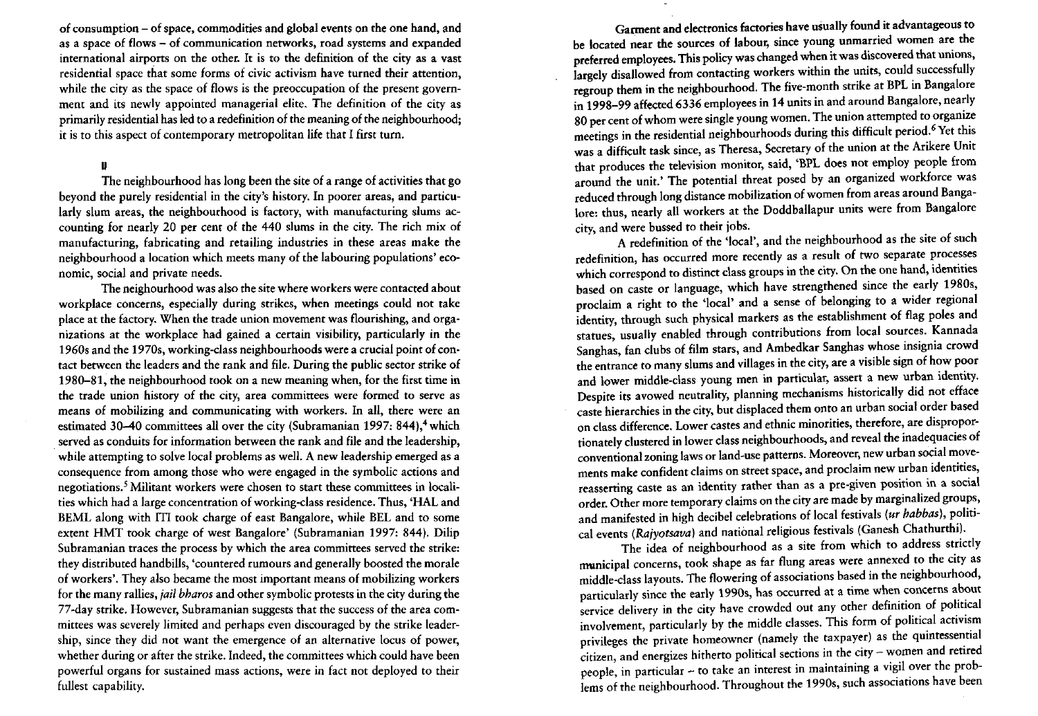of consumption – of space, commodities and global events on the one hand, and as a space of flows – of communication networks, road systems and expanded international airports on the other. It is to the definition of the city as a vast residential space that some forms of civic activism have turned their attention, while the city as the space of flows is the preoccupation of the present government and its newly appointed managerial elite. The definition of the city as primarily residential has led to a redefinition of the meaning of the neighbourhood; it is to this aspect of contemporary metropolitan life that I first turn.

## II

The neighbourhood has long been the site of a range of activities that go beyond the purely residential in the city's history. In poorer areas, and particularly slum areas, the neighbourhood is factory, with manufacturing slums accounting for nearly 20 per cent of the 440 slums in the city. The rich mix of manufacturing, fabricating and retailing industries in these areas make the neighbourhood a location which meets many of the labouring populations' economic, social and private needs.

The neighourhood was also the site where workers were contacted about workplace concerns, especially during strikes, when meetings could not take place at the factory. When the trade union movement was flourishing, and organizations at the workplace had gained a certain visibility, particularly in the 1960s and the 1970s, working-class neighbourhoods were a crucial point of contact between the leaders and the rank and file. During the public sector strike of 1980–81, the neighbourhood took on a new meaning when, for the first time in the trade union history of the city, area committees were formed to serve as means of mobilizing and communicating with workers. In all, there were an estimated 30–40 committees all over the city (Subramanian 1997: 844),[4] which served as conduits for information between the rank and file and the leadership, while attempting to solve local problems as well. A new leadership emerged as a consequence from among those who were engaged in the symbolic actions and negotiations.[5] Militant workers were chosen to start these committees in localities which had a large concentration of working-class residence. Thus, 'HAL and BEML along with ITI took charge of east Bangalore, while BEL and to some extent HMT took charge of west Bangalore' (Subramanian 1997: 844). Dilip Subramanian traces the process by which the area committees served the strike: they distributed handbills, 'countered rumours and generally boosted the morale of workers'. They also became the most important means of mobilizing workers for the many rallies, *jail bharos* and other symbolic protests in the city during the 77-day strike. However, Subramanian suggests that the success of the area committees was severely limited and perhaps even discouraged by the strike leadership, since they did not want the emergence of an alternative locus of power, whether during or after the strike. Indeed, the committees which could have been powerful organs for sustained mass actions, were in fact not deployed to their fullest capability.

Garment and electronics factories have usually found it advantageous to be located near the sources of labour, since young unmarried women are the preferred employees. This policy was changed when it was discovered that unions, largely disallowed from contacting workers within the units, could successfully regroup them in the neighbourhood. The five-month strike at BPL in Bangalore in 1998–99 affected 6336 employees in 14 units in and around Bangalore, nearly 80 per cent of whom were single young women. The union attempted to organize meetings in the residential neighbourhoods during this difficult period.[6] Yet this was a difficult task since, as Theresa, Secretary of the union at the Arikere Unit that produces the television monitor, said, 'BPL does not employ people from around the unit.' The potential threat posed by an organized workforce was reduced through long distance mobilization of women from areas around Bangalore: thus, nearly all workers at the Doddballapur units were from Bangalore city, and were bussed to their jobs.

A redefinition of the 'local', and the neighbourhood as the site of such redefinition, has occurred more recently as a result of two separate processes which correspond to distinct class groups in the city. On the one hand, identities based on caste or language, which have strengthened since the early 1980s, proclaim a right to the 'local' and a sense of belonging to a wider regional identity, through such physical markers as the establishment of flag poles and statues, usually enabled through contributions from local sources. Kannada Sanghas, fan clubs of film stars, and Ambedkar Sanghas whose insignia crowd the entrance to many slums and villages in the city, are a visible sign of how poor and lower middle-class young men in particular, assert a new urban identity. Despite its avowed neutrality, planning mechanisms historically did not efface caste hierarchies in the city, but displaced them onto an urban social order based on class difference. Lower castes and ethnic minorities, therefore, are disproportionately clustered in lower class neighbourhoods, and reveal the inadequacies of conventional zoning laws or land-use patterns. Moreover, new urban social movements make confident claims on street space, and proclaim new urban identities, reasserting caste as an identity rather than as a pre-given position in a social order. Other more temporary claims on the city are made by marginalized groups, and manifested in high decibel celebrations of local festivals (*ur habbas*), political events (*Rajyotsava*) and national religious festivals (Ganesh Chathurthi).

The idea of neighbourhood as a site from which to address strictly municipal concerns, took shape as far flung areas were annexed to the city as middle-class layouts. The flowering of associations based in the neighbourhood, particularly since the early 1990s, has occurred at a time when concerns about service delivery in the city have crowded out any other definition of political involvement, particularly by the middle classes. This form of political activism privileges the private homeowner (namely the taxpayer) as the quintessential citizen, and energizes hitherto political sections in the city – women and retired people, in particular – to take an interest in maintaining a vigil over the problems of the neighbourhood. Throughout the 1990s, such associations have been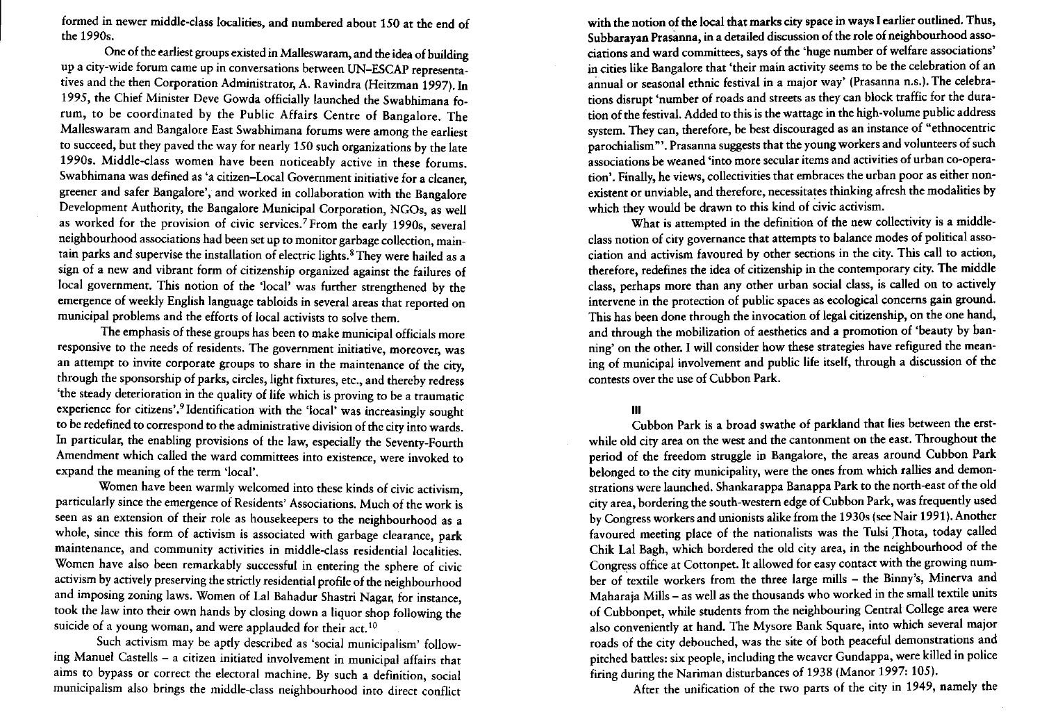formed in newer middle-class localities, and numbered about 150 at the end of the 1990s.

One of the earliest groups existed in Malleswaram, and the idea of building up a city-wide forum came up in conversations between UN–ESCAP representatives and the then Corporation Administrator, A. Ravindra (Heitzman 1997). In 1995, the Chief Minister Deve Gowda officially launched the Swabhimana forum, to be coordinated by the Public Affairs Centre of Bangalore. The Malleswaram and Bangalore East Swabhimana forums were among the earliest to succeed, but they paved the way for nearly 150 such organizations by the late 1990s. Middle-class women have been noticeably active in these forums. Swabhimana was defined as 'a citizen–Local Government initiative for a cleaner, greener and safer Bangalore', and worked in collaboration with the Bangalore Development Authority, the Bangalore Municipal Corporation, NGOs, as well as worked for the provision of civic services.[7] From the early 1990s, several neighbourhood associations had been set up to monitor garbage collection, maintain parks and supervise the installation of electric lights.[8] They were hailed as a sign of a new and vibrant form of citizenship organized against the failures of local government. This notion of the 'local' was further strengthened by the emergence of weekly English language tabloids in several areas that reported on municipal problems and the efforts of local activists to solve them.

The emphasis of these groups has been to make municipal officials more responsive to the needs of residents. The government initiative, moreover, was an attempt to invite corporate groups to share in the maintenance of the city, through the sponsorship of parks, circles, light fixtures, etc., and thereby redress 'the steady deterioration in the quality of life which is proving to be a traumatic experience for citizens'.[9] Identification with the 'local' was increasingly sought to be redefined to correspond to the administrative division of the city into wards. In particular, the enabling provisions of the law, especially the Seventy-Fourth Amendment which called the ward committees into existence, were invoked to expand the meaning of the term 'local'.

Women have been warmly welcomed into these kinds of civic activism, particularly since the emergence of Residents' Associations. Much of the work is seen as an extension of their role as housekeepers to the neighbourhood as a whole, since this form of activism is associated with garbage clearance, park maintenance, and community activities in middle-class residential localities. Women have also been remarkably successful in entering the sphere of civic activism by actively preserving the strictly residential profile of the neighbourhood and imposing zoning laws. Women of Lal Bahadur Shastri Nagar, for instance, took the law into their own hands by closing down a liquor shop following the suicide of a young woman, and were applauded for their act.[10]

Such activism may be aptly described as 'social municipalism' following Manuel Castells – a citizen initiated involvement in municipal affairs that aims to bypass or correct the electoral machine. By such a definition, social municipalism also brings the middle-class neighbourhood into direct conflict with the notion of the local that marks city space in ways I earlier outlined. Thus, Subbarayan Prasanna, in a detailed discussion of the role of neighbourhood associations and ward committees, says of the 'huge number of welfare associations' in cities like Bangalore that 'their main activity seems to be the celebration of an annual or seasonal ethnic festival in a major way' (Prasanna n.s.). The celebrations disrupt 'number of roads and streets as they can block traffic for the duration of the festival. Added to this is the wattage in the high-volume public address system. They can, therefore, be best discouraged as an instance of "ethnocentric parochialism"'. Prasanna suggests that the young workers and volunteers of such associations be weaned 'into more secular items and activities of urban co-operation'. Finally, he views, collectivities that embraces the urban poor as either non-existent or unviable, and therefore, necessitates thinking afresh the modalities by which they would be drawn to this kind of civic activism.

What is attempted in the definition of the new collectivity is a middle-class notion of city governance that attempts to balance modes of political association and activism favoured by other sections in the city. This call to action, therefore, redefines the idea of citizenship in the contemporary city. The middle class, perhaps more than any other urban social class, is called on to actively intervene in the protection of public spaces as ecological concerns gain ground. This has been done through the invocation of legal citizenship, on the one hand, and through the mobilization of aesthetics and a promotion of 'beauty by banning' on the other. I will consider how these strategies have refigured the meaning of municipal involvement and public life itself, through a discussion of the contests over the use of Cubbon Park.

## III

Cubbon Park is a broad swathe of parkland that lies between the erstwhile old city area on the west and the cantonment on the east. Throughout the period of the freedom struggle in Bangalore, the areas around Cubbon Park belonged to the city municipality, were the ones from which rallies and demonstrations were launched. Shankarappa Banappa Park to the north-east of the old city area, bordering the south-western edge of Cubbon Park, was frequently used by Congress workers and unionists alike from the 1930s (see Nair 1991). Another favoured meeting place of the nationalists was the Tulsi Thota, today called Chik Lal Bagh, which bordered the old city area, in the neighbourhood of the Congress office at Cottonpet. It allowed for easy contact with the growing number of textile workers from the three large mills – the Binny's, Minerva and Maharaja Mills – as well as the thousands who worked in the small textile units of Cubbonpet, while students from the neighbouring Central College area were also conveniently at hand. The Mysore Bank Square, into which several major roads of the city debouched, was the site of both peaceful demonstrations and pitched battles: six people, including the weaver Gundappa, were killed in police firing during the Nariman disturbances of 1938 (Manor 1997: 105).

After the unification of the two parts of the city in 1949, namely the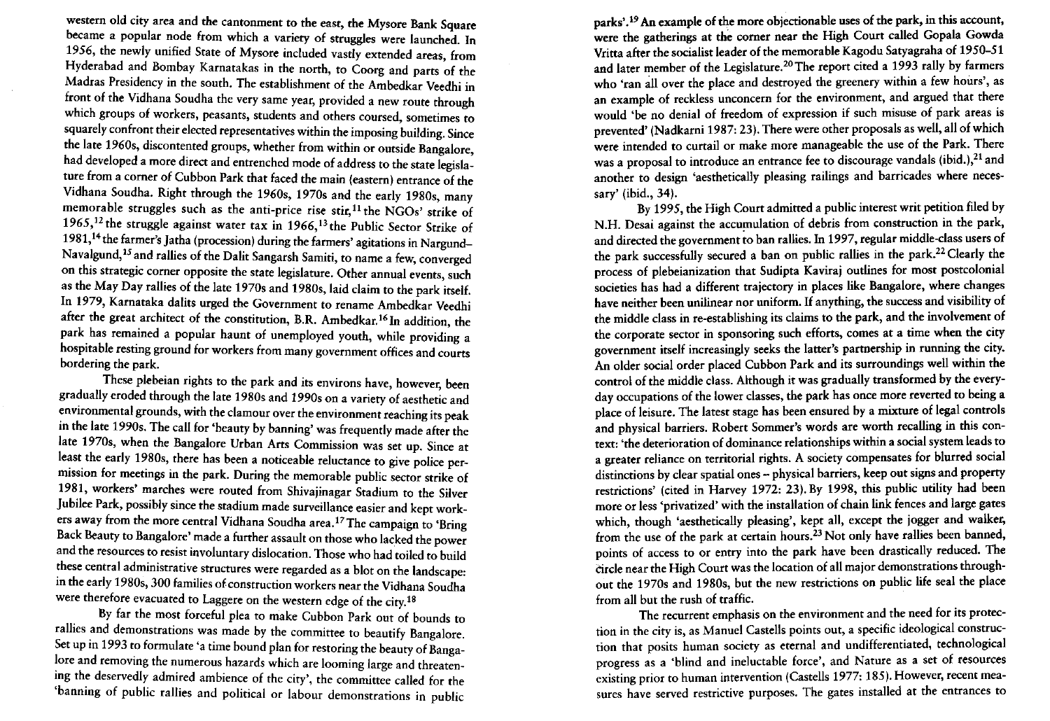western old city area and the cantonment to the east, the Mysore Bank Square became a popular node from which a variety of struggles were launched. In 1956, the newly unified State of Mysore included vastly extended areas, from Hyderabad and Bombay Karnatakas in the north, to Coorg and parts of the Madras Presidency in the south. The establishment of the Ambedkar Veedhi in front of the Vidhana Soudha the very same year, provided a new route through which groups of workers, peasants, students and others coursed, sometimes to squarely confront their elected representatives within the imposing building. Since the late 1960s, discontented groups, whether from within or outside Bangalore, had developed a more direct and entrenched mode of address to the state legislature from a corner of Cubbon Park that faced the main (eastern) entrance of the Vidhana Soudha. Right through the 1960s, 1970s and the early 1980s, many memorable struggles such as the anti-price rise stir,[11] the NGOs' strike of 1965,[12] the struggle against water tax in 1966,[13] the Public Sector Strike of 1981,[14] the farmer's Jatha (procession) during the farmers' agitations in Nargund–Navalgund,[15] and rallies of the Dalit Sangarsh Samiti, to name a few, converged on this strategic corner opposite the state legislature. Other annual events, such as the May Day rallies of the late 1970s and 1980s, laid claim to the park itself. In 1979, Karnataka dalits urged the Government to rename Ambedkar Veedhi after the great architect of the constitution, B.R. Ambedkar.[16] In addition, the park has remained a popular haunt of unemployed youth, while providing a hospitable resting ground for workers from many government offices and courts bordering the park.

These plebeian rights to the park and its environs have, however, been gradually eroded through the late 1980s and 1990s on a variety of aesthetic and environmental grounds, with the clamour over the environment reaching its peak in the late 1990s. The call for 'beauty by banning' was frequently made after the late 1970s, when the Bangalore Urban Arts Commission was set up. Since at least the early 1980s, there has been a noticeable reluctance to give police permission for meetings in the park. During the memorable public sector strike of 1981, workers' marches were routed from Shivajinagar Stadium to the Silver Jubilee Park, possibly since the stadium made surveillance easier and kept workers away from the more central Vidhana Soudha area.[17] The campaign to 'Bring Back Beauty to Bangalore' made a further assault on those who lacked the power and the resources to resist involuntary dislocation. Those who had toiled to build these central administrative structures were regarded as a blot on the landscape: in the early 1980s, 300 families of construction workers near the Vidhana Soudha were therefore evacuated to Laggere on the western edge of the city.[18]

By far the most forceful plea to make Cubbon Park out of bounds to rallies and demonstrations was made by the committee to beautify Bangalore. Set up in 1993 to formulate 'a time bound plan for restoring the beauty of Bangalore and removing the numerous hazards which are looming large and threatening the deservedly admired ambience of the city', the committee called for the 'banning of public rallies and political or labour demonstrations in public parks'.[19] An example of the more objectionable uses of the park, in this account, were the gatherings at the corner near the High Court called Gopala Gowda Vritta after the socialist leader of the memorable Kagodu Satyagraha of 1950–51 and later member of the Legislature.[20] The report cited a 1993 rally by farmers who 'ran all over the place and destroyed the greenery within a few hours', as an example of reckless unconcern for the environment, and argued that there would 'be no denial of freedom of expression if such misuse of park areas is prevented' (Nadkarni 1987: 23). There were other proposals as well, all of which were intended to curtail or make more manageable the use of the Park. There was a proposal to introduce an entrance fee to discourage vandals (ibid.),[21] and another to design 'aesthetically pleasing railings and barricades where necessary' (ibid., 34).

By 1995, the High Court admitted a public interest writ petition filed by N.H. Desai against the accumulation of debris from construction in the park, and directed the government to ban rallies. In 1997, regular middle-class users of the park successfully secured a ban on public rallies in the park.[22] Clearly the process of plebeianization that Sudipta Kaviraj outlines for most postcolonial societies has had a different trajectory in places like Bangalore, where changes have neither been unilinear nor uniform. If anything, the success and visibility of the middle class in re-establishing its claims to the park, and the involvement of the corporate sector in sponsoring such efforts, comes at a time when the city government itself increasingly seeks the latter's partnership in running the city. An older social order placed Cubbon Park and its surroundings well within the control of the middle class. Although it was gradually transformed by the everyday occupations of the lower classes, the park has once more reverted to being a place of leisure. The latest stage has been ensured by a mixture of legal controls and physical barriers. Robert Sommer's words are worth recalling in this context: 'the deterioration of dominance relationships within a social system leads to a greater reliance on territorial rights. A society compensates for blurred social distinctions by clear spatial ones – physical barriers, keep out signs and property restrictions' (cited in Harvey 1972: 23). By 1998, this public utility had been more or less 'privatized' with the installation of chain link fences and large gates which, though 'aesthetically pleasing', kept all, except the jogger and walker, from the use of the park at certain hours.[23] Not only have rallies been banned, points of access to or entry into the park have been drastically reduced. The circle near the High Court was the location of all major demonstrations throughout the 1970s and 1980s, but the new restrictions on public life seal the place from all but the rush of traffic.

The recurrent emphasis on the environment and the need for its protection in the city is, as Manuel Castells points out, a specific ideological construction that posits human society as eternal and undifferentiated, technological progress as a 'blind and ineluctable force', and Nature as a set of resources existing prior to human intervention (Castells 1977: 185). However, recent measures have served restrictive purposes. The gates installed at the entrances to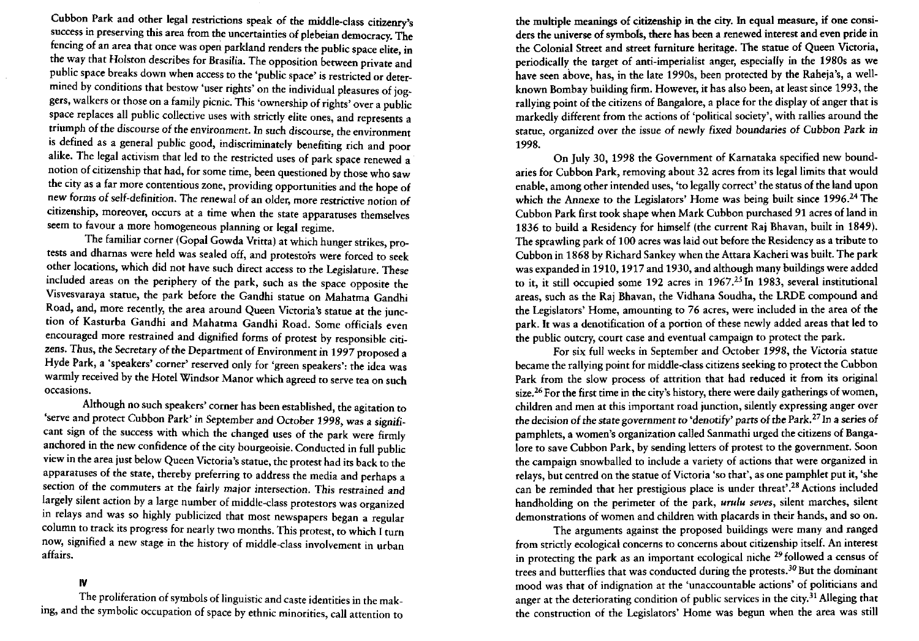Cubbon Park and other legal restrictions speak of the middle-class citizenry's success in preserving this area from the uncertainties of plebeian democracy. The fencing of an area that once was open parkland renders the public space elite, in the way that Holston describes for Brasilia. The opposition between private and public space breaks down when access to the 'public space' is restricted or determined by conditions that bestow 'user rights' on the individual pleasures of joggers, walkers or those on a family picnic. This 'ownership of rights' over a public space replaces all public collective uses with strictly elite ones, and represents a triumph of the discourse of the environment. In such discourse, the environment is defined as a general public good, indiscriminately benefiting rich and poor alike. The legal activism that led to the restricted uses of park space renewed a notion of citizenship that had, for some time, been questioned by those who saw the city as a far more contentious zone, providing opportunities and the hope of new forms of self-definition. The renewal of an older, more restrictive notion of citizenship, moreover, occurs at a time when the state apparatuses themselves seem to favour a more homogeneous planning or legal regime.

The familiar corner (Gopal Gowda Vritta) at which hunger strikes, protests and dharnas were held was sealed off, and protestors were forced to seek other locations, which did not have such direct access to the Legislature. These included areas on the periphery of the park, such as the space opposite the Visvesvaraya statue, the park before the Gandhi statue on Mahatma Gandhi Road, and, more recently, the area around Queen Victoria's statue at the junction of Kasturba Gandhi and Mahatma Gandhi Road. Some officials even encouraged more restrained and dignified forms of protest by responsible citizens. Thus, the Secretary of the Department of Environment in 1997 proposed a Hyde Park, a 'speakers' corner' reserved only for 'green speakers': the idea was warmly received by the Hotel Windsor Manor which agreed to serve tea on such occasions.

Although no such speakers' corner has been established, the agitation to 'serve and protect Cubbon Park' in September and October 1998, was a significant sign of the success with which the changed uses of the park were firmly anchored in the new confidence of the city bourgeoisie. Conducted in full public view in the area just below Queen Victoria's statue, the protest had its back to the apparatuses of the state, thereby preferring to address the media and perhaps a section of the commuters at the fairly major intersection. This restrained and largely silent action by a large number of middle-class protestors was organized in relays and was so highly publicized that most newspapers began a regular column to track its progress for nearly two months. This protest, to which I turn now, signified a new stage in the history of middle-class involvement in urban affairs.

## IV

The proliferation of symbols of linguistic and caste identities in the making, and the symbolic occupation of space by ethnic minorities, call attention to the multiple meanings of citizenship in the city. In equal measure, if one considers the universe of symbols, there has been a renewed interest and even pride in the Colonial Street and street furniture heritage. The statue of Queen Victoria, periodically the target of anti-imperialist anger, especially in the 1980s as we have seen above, has, in the late 1990s, been protected by the Raheja's, a well-known Bombay building firm. However, it has also been, at least since 1993, the rallying point of the citizens of Bangalore, a place for the display of anger that is markedly different from the actions of 'political society', with rallies around the statue, organized over the issue of newly fixed boundaries of Cubbon Park in 1998.

On July 30, 1998 the Government of Karnataka specified new boundaries for Cubbon Park, removing about 32 acres from its legal limits that would enable, among other intended uses, 'to legally correct' the status of the land upon which the Annexe to the Legislators' Home was being built since 1996.[24] The Cubbon Park first took shape when Mark Cubbon purchased 91 acres of land in 1836 to build a Residency for himself (the current Raj Bhavan, built in 1849). The sprawling park of 100 acres was laid out before the Residency as a tribute to Cubbon in 1868 by Richard Sankey when the Attara Kacheri was built. The park was expanded in 1910, 1917 and 1930, and although many buildings were added to it, it still occupied some 192 acres in 1967.[25] In 1983, several institutional areas, such as the Raj Bhavan, the Vidhana Soudha, the LRDE compound and the Legislators' Home, amounting to 76 acres, were included in the area of the park. It was a denotification of a portion of these newly added areas that led to the public outcry, court case and eventual campaign to protect the park.

For six full weeks in September and October 1998, the Victoria statue became the rallying point for middle-class citizens seeking to protect the Cubbon Park from the slow process of attrition that had reduced it from its original size.[26] For the first time in the city's history, there were daily gatherings of women, children and men at this important road junction, silently expressing anger over the decision of the state government to 'denotify' parts of the Park.[27] In a series of pamphlets, a women's organization called Sanmathi urged the citizens of Bangalore to save Cubbon Park, by sending letters of protest to the government. Soon the campaign snowballed to include a variety of actions that were organized in relays, but centred on the statue of Victoria 'so that', as one pamphlet put it, 'she can be reminded that her prestigious place is under threat'.[28] Actions included handholding on the perimeter of the park, *urulu seves*, silent marches, silent demonstrations of women and children with placards in their hands, and so on.

The arguments against the proposed buildings were many and ranged from strictly ecological concerns to concerns about citizenship itself. An interest in protecting the park as an important ecological niche [29] followed a census of trees and butterflies that was conducted during the protests.[30] But the dominant mood was that of indignation at the 'unaccountable actions' of politicians and anger at the deteriorating condition of public services in the city.[31] Alleging that the construction of the Legislators' Home was begun when the area was still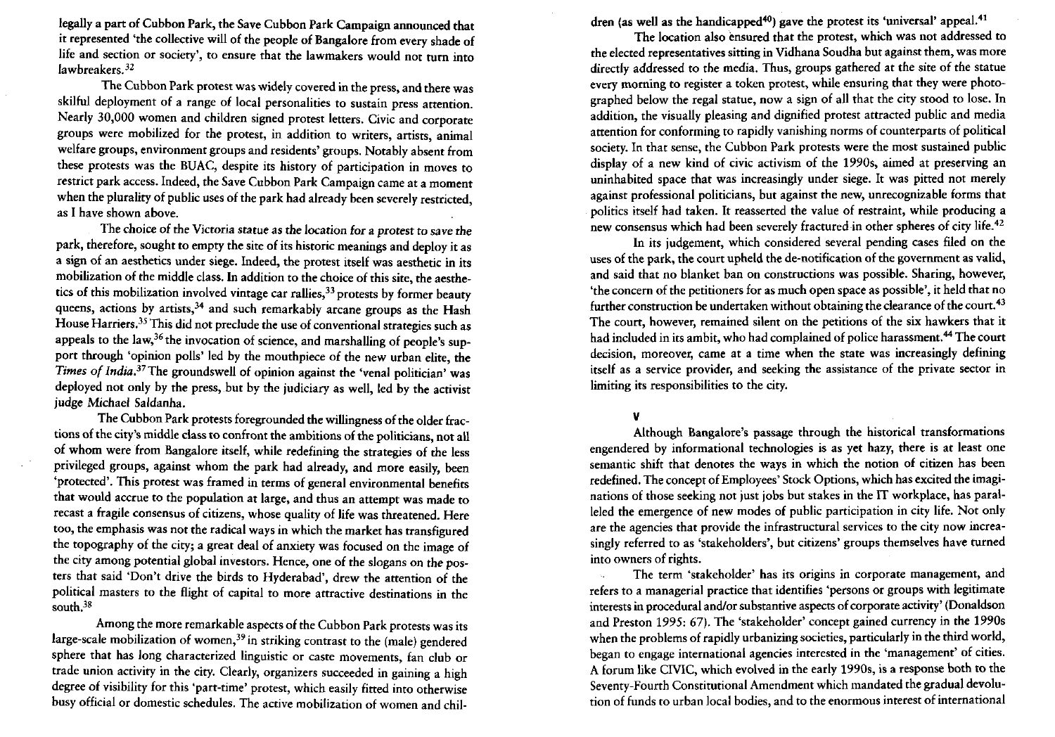legally a part of Cubbon Park, the Save Cubbon Park Campaign announced that it represented 'the collective will of the people of Bangalore from every shade of life and section or society', to ensure that the lawmakers would not turn into lawbreakers.[32]

The Cubbon Park protest was widely covered in the press, and there was skilful deployment of a range of local personalities to sustain press attention. Nearly 30,000 women and children signed protest letters. Civic and corporate groups were mobilized for the protest, in addition to writers, artists, animal welfare groups, environment groups and residents' groups. Notably absent from these protests was the BUAC, despite its history of participation in moves to restrict park access. Indeed, the Save Cubbon Park Campaign came at a moment when the plurality of public uses of the park had already been severely restricted, as I have shown above.

The choice of the Victoria statue as the location for a protest to save the park, therefore, sought to empty the site of its historic meanings and deploy it as a sign of an aesthetics under siege. Indeed, the protest itself was aesthetic in its mobilization of the middle class. In addition to the choice of this site, the aesthetics of this mobilization involved vintage car rallies,[33] protests by former beauty queens, actions by artists,[34] and such remarkably arcane groups as the Hash House Harriers.[35] This did not preclude the use of conventional strategies such as appeals to the law,[36] the invocation of science, and marshalling of people's support through 'opinion polls' led by the mouthpiece of the new urban elite, the *Times of India*.[37] The groundswell of opinion against the 'venal politician' was deployed not only by the press, but by the judiciary as well, led by the activist judge Michael Saldanha.

The Cubbon Park protests foregrounded the willingness of the older fractions of the city's middle class to confront the ambitions of the politicians, not all of whom were from Bangalore itself, while redefining the strategies of the less privileged groups, against whom the park had already, and more easily, been 'protected'. This protest was framed in terms of general environmental benefits that would accrue to the population at large, and thus an attempt was made to recast a fragile consensus of citizens, whose quality of life was threatened. Here too, the emphasis was not the radical ways in which the market has transfigured the topography of the city; a great deal of anxiety was focused on the image of the city among potential global investors. Hence, one of the slogans on the posters that said 'Don't drive the birds to Hyderabad', drew the attention of the political masters to the flight of capital to more attractive destinations in the south.[38]

Among the more remarkable aspects of the Cubbon Park protests was its large-scale mobilization of women,[39] in striking contrast to the (male) gendered sphere that has long characterized linguistic or caste movements, fan club or trade union activity in the city. Clearly, organizers succeeded in gaining a high degree of visibility for this 'part-time' protest, which easily fitted into otherwise busy official or domestic schedules. The active mobilization of women and children (as well as the handicapped[40]) gave the protest its 'universal' appeal.[41]

The location also ensured that the protest, which was not addressed to the elected representatives sitting in Vidhana Soudha but against them, was more directly addressed to the media. Thus, groups gathered at the site of the statue every morning to register a token protest, while ensuring that they were photographed below the regal statue, now a sign of all that the city stood to lose. In addition, the visually pleasing and dignified protest attracted public and media attention for conforming to rapidly vanishing norms of counterparts of political society. In that sense, the Cubbon Park protests were the most sustained public display of a new kind of civic activism of the 1990s, aimed at preserving an uninhabited space that was increasingly under siege. It was pitted not merely against professional politicians, but against the new, unrecognizable forms that politics itself had taken. It reasserted the value of restraint, while producing a new consensus which had been severely fractured in other spheres of city life.[42]

In its judgement, which considered several pending cases filed on the uses of the park, the court upheld the de-notification of the government as valid, and said that no blanket ban on constructions was possible. Sharing, however, 'the concern of the petitioners for as much open space as possible', it held that no further construction be undertaken without obtaining the clearance of the court.[43] The court, however, remained silent on the petitions of the six hawkers that it had included in its ambit, who had complained of police harassment.[44] The court decision, moreover, came at a time when the state was increasingly defining itself as a service provider, and seeking the assistance of the private sector in limiting its responsibilities to the city.

## V

Although Bangalore's passage through the historical transformations engendered by informational technologies is as yet hazy, there is at least one semantic shift that denotes the ways in which the notion of citizen has been redefined. The concept of Employees' Stock Options, which has excited the imaginations of those seeking not just jobs but stakes in the IT workplace, has paralleled the emergence of new modes of public participation in city life. Not only are the agencies that provide the infrastructural services to the city now increasingly referred to as 'stakeholders', but citizens' groups themselves have turned into owners of rights.

The term 'stakeholder' has its origins in corporate management, and refers to a managerial practice that identifies 'persons or groups with legitimate interests in procedural and/or substantive aspects of corporate activity' (Donaldson and Preston 1995: 67). The 'stakeholder' concept gained currency in the 1990s when the problems of rapidly urbanizing societies, particularly in the third world, began to engage international agencies interested in the 'management' of cities. A forum like CIVIC, which evolved in the early 1990s, is a response both to the Seventy-Fourth Constitutional Amendment which mandated the gradual devolution of funds to urban local bodies, and to the enormous interest of international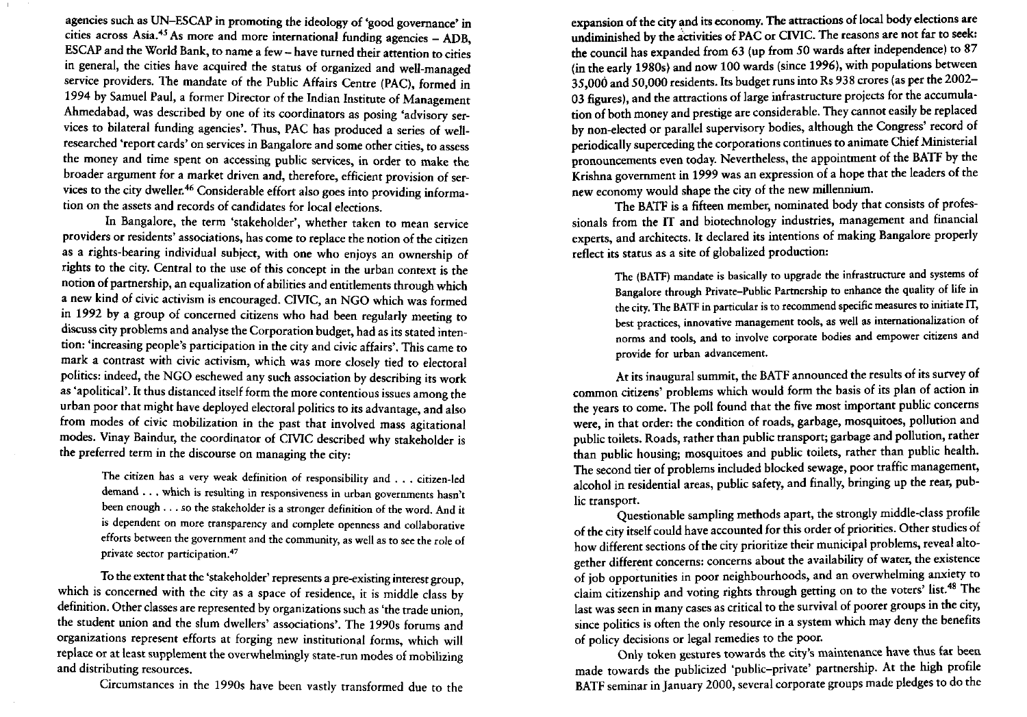agencies such as UN–ESCAP in promoting the ideology of 'good governance' in cities across Asia.[45] As more and more international funding agencies – ADB, ESCAP and the World Bank, to name a few – have turned their attention to cities in general, the cities have acquired the status of organized and well-managed service providers. The mandate of the Public Affairs Centre (PAC), formed in 1994 by Samuel Paul, a former Director of the Indian Institute of Management Ahmedabad, was described by one of its coordinators as posing 'advisory services to bilateral funding agencies'. Thus, PAC has produced a series of well-researched 'report cards' on services in Bangalore and some other cities, to assess the money and time spent on accessing public services, in order to make the broader argument for a market driven and, therefore, efficient provision of services to the city dweller.[46] Considerable effort also goes into providing information on the assets and records of candidates for local elections.

In Bangalore, the term 'stakeholder', whether taken to mean service providers or residents' associations, has come to replace the notion of the citizen as a rights-bearing individual subject, with one who enjoys an ownership of rights to the city. Central to the use of this concept in the urban context is the notion of partnership, an equalization of abilities and entitlements through which a new kind of civic activism is encouraged. CIVIC, an NGO which was formed in 1992 by a group of concerned citizens who had been regularly meeting to discuss city problems and analyse the Corporation budget, had as its stated intention: 'increasing people's participation in the city and civic affairs'. This came to mark a contrast with civic activism, which was more closely tied to electoral politics: indeed, the NGO eschewed any such association by describing its work as 'apolitical'. It thus distanced itself form the more contentious issues among the urban poor that might have deployed electoral politics to its advantage, and also from modes of civic mobilization in the past that involved mass agitational modes. Vinay Baindur, the coordinator of CIVIC described why stakeholder is the preferred term in the discourse on managing the city:

> The citizen has a very weak definition of responsibility and . . . citizen-led demand . . . which is resulting in responsiveness in urban governments hasn't been enough . . . so the stakeholder is a stronger definition of the word. And it is dependent on more transparency and complete openness and collaborative efforts between the government and the community, as well as to see the role of private sector participation.[47]

To the extent that the 'stakeholder' represents a pre-existing interest group, which is concerned with the city as a space of residence, it is middle class by definition. Other classes are represented by organizations such as 'the trade union, the student union and the slum dwellers' associations'. The 1990s forums and organizations represent efforts at forging new institutional forms, which will replace or at least supplement the overwhelmingly state-run modes of mobilizing and distributing resources.

Circumstances in the 1990s have been vastly transformed due to the expansion of the city and its economy. The attractions of local body elections are undiminished by the activities of PAC or CIVIC. The reasons are not far to seek: the council has expanded from 63 (up from 50 wards after independence) to 87 (in the early 1980s) and now 100 wards (since 1996), with populations between 35,000 and 50,000 residents. Its budget runs into Rs 938 crores (as per the 2002–03 figures), and the attractions of large infrastructure projects for the accumulation of both money and prestige are considerable. They cannot easily be replaced by non-elected or parallel supervisory bodies, although the Congress' record of periodically superceding the corporations continues to animate Chief Ministerial pronouncements even today. Nevertheless, the appointment of the BATF by the Krishna government in 1999 was an expression of a hope that the leaders of the new economy would shape the city of the new millennium.

The BATF is a fifteen member, nominated body that consists of professionals from the IT and biotechnology industries, management and financial experts, and architects. It declared its intentions of making Bangalore properly reflect its status as a site of globalized production:

> The (BATF) mandate is basically to upgrade the infrastructure and systems of Bangalore through Private–Public Partnership to enhance the quality of life in the city. The BATF in particular is to recommend specific measures to initiate IT, best practices, innovative management tools, as well as internationalization of norms and tools, and to involve corporate bodies and empower citizens and provide for urban advancement.

At its inaugural summit, the BATF announced the results of its survey of common citizens' problems which would form the basis of its plan of action in the years to come. The poll found that the five most important public concerns were, in that order: the condition of roads, garbage, mosquitoes, pollution and public toilets. Roads, rather than public transport; garbage and pollution, rather than public housing; mosquitoes and public toilets, rather than public health. The second tier of problems included blocked sewage, poor traffic management, alcohol in residential areas, public safety, and finally, bringing up the rear, public transport.

Questionable sampling methods apart, the strongly middle-class profile of the city itself could have accounted for this order of priorities. Other studies of how different sections of the city prioritize their municipal problems, reveal altogether different concerns: concerns about the availability of water, the existence of job opportunities in poor neighbourhoods, and an overwhelming anxiety to claim citizenship and voting rights through getting on to the voters' list.[48] The last was seen in many cases as critical to the survival of poorer groups in the city, since politics is often the only resource in a system which may deny the benefits of policy decisions or legal remedies to the poor.

Only token gestures towards the city's maintenance have thus far been made towards the publicized 'public–private' partnership. At the high profile BATF seminar in January 2000, several corporate groups made pledges to do the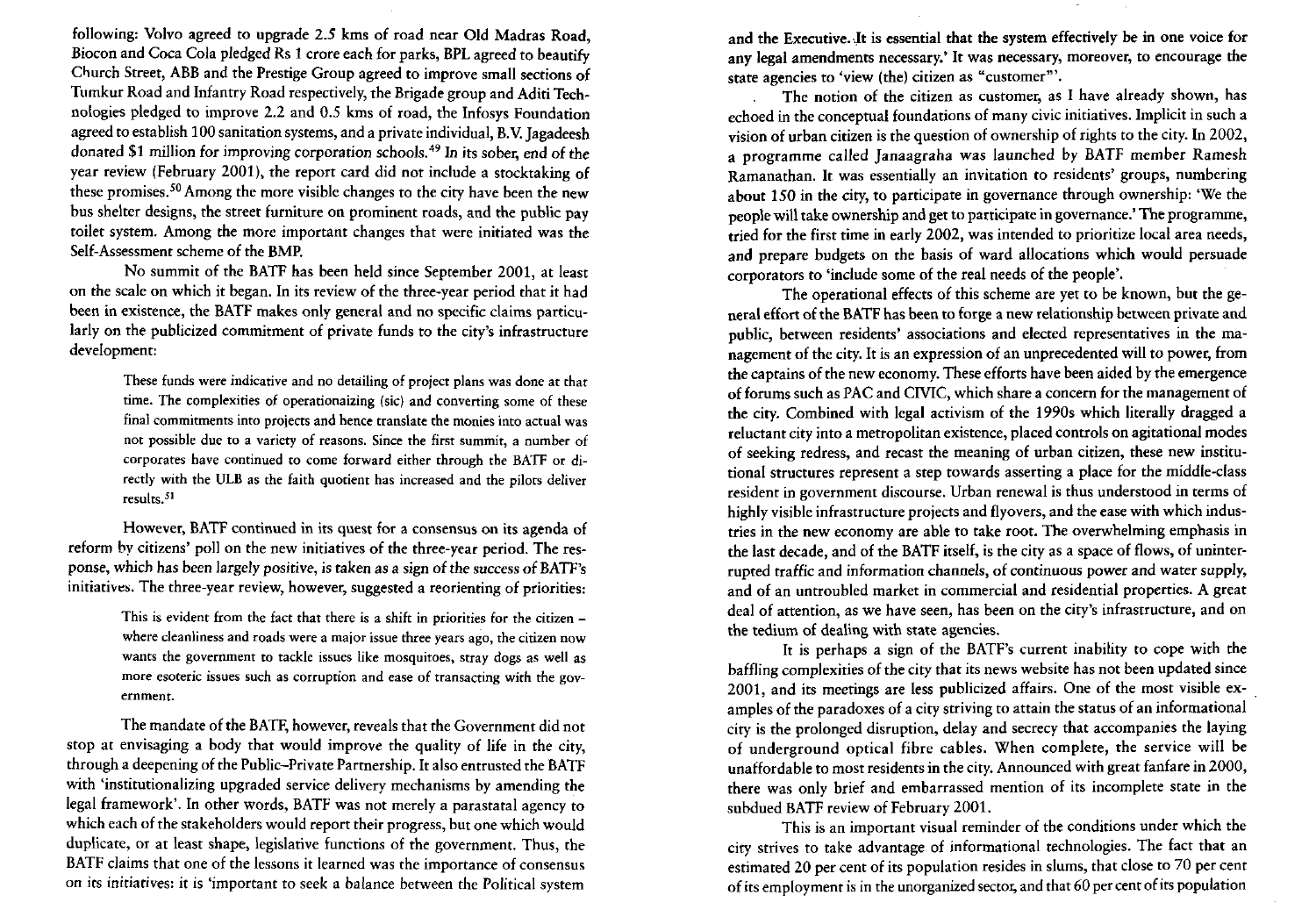following: Volvo agreed to upgrade 2.5 kms of road near Old Madras Road, Biocon and Coca Cola pledged Rs 1 crore each for parks, BPL agreed to beautify Church Street, ABB and the Prestige Group agreed to improve small sections of Tumkur Road and Infantry Road respectively, the Brigade group and Aditi Technologies pledged to improve 2.2 and 0.5 kms of road, the Infosys Foundation agreed to establish 100 sanitation systems, and a private individual, B.V. Jagadeesh donated $1 million for improving corporation schools.[49] In its sober, end of the year review (February 2001), the report card did not include a stocktaking of these promises.[50] Among the more visible changes to the city have been the new bus shelter designs, the street furniture on prominent roads, and the public pay toilet system. Among the more important changes that were initiated was the Self-Assessment scheme of the BMP.

No summit of the BATF has been held since September 2001, at least on the scale on which it began. In its review of the three-year period that it had been in existence, the BATF makes only general and no specific claims particularly on the publicized commitment of private funds to the city's infrastructure development:

> These funds were indicative and no detailing of project plans was done at that time. The complexities of operationaizing (sic) and converting some of these final commitments into projects and hence translate the monies into actual was not possible due to a variety of reasons. Since the first summit, a number of corporates have continued to come forward either through the BATF or directly with the ULB as the faith quotient has increased and the pilots deliver results.[51]

However, BATF continued in its quest for a consensus on its agenda of reform by citizens' poll on the new initiatives of the three-year period. The response, which has been largely positive, is taken as a sign of the success of BATF's initiatives. The three-year review, however, suggested a reorienting of priorities:

> This is evident from the fact that there is a shift in priorities for the citizen – where cleanliness and roads were a major issue three years ago, the citizen now wants the government to tackle issues like mosquitoes, stray dogs as well as more esoteric issues such as corruption and ease of transacting with the government.

The mandate of the BATF, however, reveals that the Government did not stop at envisaging a body that would improve the quality of life in the city, through a deepening of the Public–Private Partnership. It also entrusted the BATF with 'institutionalizing upgraded service delivery mechanisms by amending the legal framework'. In other words, BATF was not merely a parastatal agency to which each of the stakeholders would report their progress, but one which would duplicate, or at least shape, legislative functions of the government. Thus, the BATF claims that one of the lessons it learned was the importance of consensus on its initiatives: it is 'important to seek a balance between the Political system and the Executive. It is essential that the system effectively be in one voice for any legal amendments necessary.' It was necessary, moreover, to encourage the state agencies to 'view (the) citizen as "customer"'.

The notion of the citizen as customer, as I have already shown, has echoed in the conceptual foundations of many civic initiatives. Implicit in such a vision of urban citizen is the question of ownership of rights to the city. In 2002, a programme called Janaagraha was launched by BATF member Ramesh Ramanathan. It was essentially an invitation to residents' groups, numbering about 150 in the city, to participate in governance through ownership: 'We the people will take ownership and get to participate in governance.' The programme, tried for the first time in early 2002, was intended to prioritize local area needs, and prepare budgets on the basis of ward allocations which would persuade corporators to 'include some of the real needs of the people'.

The operational effects of this scheme are yet to be known, but the general effort of the BATF has been to forge a new relationship between private and public, between residents' associations and elected representatives in the management of the city. It is an expression of an unprecedented will to power, from the captains of the new economy. These efforts have been aided by the emergence of forums such as PAC and CIVIC, which share a concern for the management of the city. Combined with legal activism of the 1990s which literally dragged a reluctant city into a metropolitan existence, placed controls on agitational modes of seeking redress, and recast the meaning of urban citizen, these new institutional structures represent a step towards asserting a place for the middle-class resident in government discourse. Urban renewal is thus understood in terms of highly visible infrastructure projects and flyovers, and the ease with which industries in the new economy are able to take root. The overwhelming emphasis in the last decade, and of the BATF itself, is the city as a space of flows, of uninterrupted traffic and information channels, of continuous power and water supply, and of an untroubled market in commercial and residential properties. A great deal of attention, as we have seen, has been on the city's infrastructure, and on the tedium of dealing with state agencies.

It is perhaps a sign of the BATF's current inability to cope with the baffling complexities of the city that its news website has not been updated since 2001, and its meetings are less publicized affairs. One of the most visible examples of the paradoxes of a city striving to attain the status of an informational city is the prolonged disruption, delay and secrecy that accompanies the laying of underground optical fibre cables. When complete, the service will be unaffordable to most residents in the city. Announced with great fanfare in 2000, there was only brief and embarrassed mention of its incomplete state in the subdued BATF review of February 2001.

This is an important visual reminder of the conditions under which the city strives to take advantage of informational technologies. The fact that an estimated 20 per cent of its population resides in slums, that close to 70 per cent of its employment is in the unorganized sector, and that 60 per cent of its population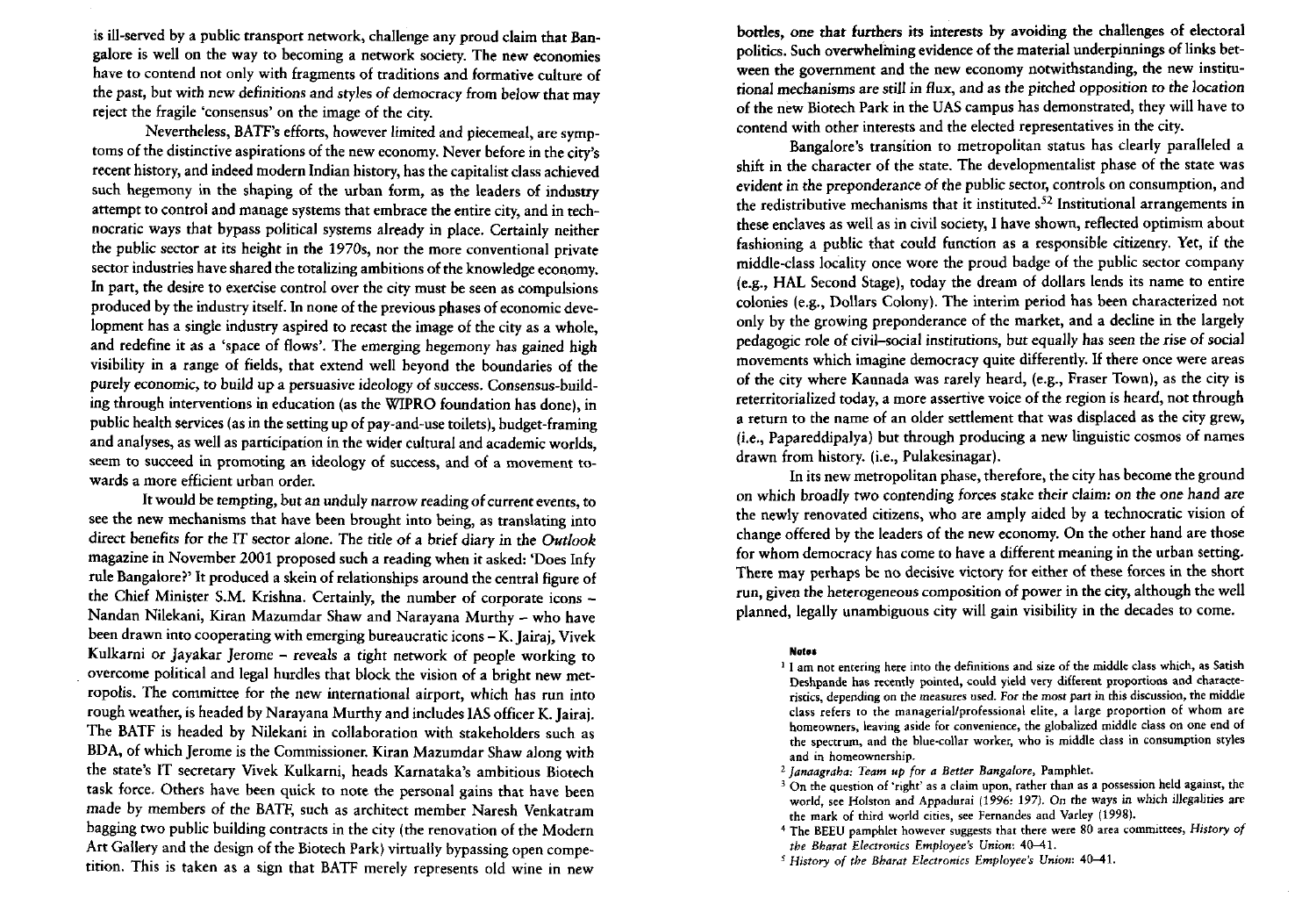is ill-served by a public transport network, challenge any proud claim that Bangalore is well on the way to becoming a network society. The new economies have to contend not only with fragments of traditions and formative culture of the past, but with new definitions and styles of democracy from below that may reject the fragile 'consensus' on the image of the city.

Nevertheless, BATF's efforts, however limited and piecemeal, are symptoms of the distinctive aspirations of the new economy. Never before in the city's recent history, and indeed modern Indian history, has the capitalist class achieved such hegemony in the shaping of the urban form, as the leaders of industry attempt to control and manage systems that embrace the entire city, and in technocratic ways that bypass political systems already in place. Certainly neither the public sector at its height in the 1970s, nor the more conventional private sector industries have shared the totalizing ambitions of the knowledge economy. In part, the desire to exercise control over the city must be seen as compulsions produced by the industry itself. In none of the previous phases of economic development has a single industry aspired to recast the image of the city as a whole, and redefine it as a 'space of flows'. The emerging hegemony has gained high visibility in a range of fields, that extend well beyond the boundaries of the purely economic, to build up a persuasive ideology of success. Consensus-building through interventions in education (as the WIPRO foundation has done), in public health services (as in the setting up of pay-and-use toilets), budget-framing and analyses, as well as participation in the wider cultural and academic worlds, seem to succeed in promoting an ideology of success, and of a movement towards a more efficient urban order.

It would be tempting, but an unduly narrow reading of current events, to see the new mechanisms that have been brought into being, as translating into direct benefits for the IT sector alone. The title of a brief diary in the *Outlook* magazine in November 2001 proposed such a reading when it asked: 'Does Infy rule Bangalore?' It produced a skein of relationships around the central figure of the Chief Minister S.M. Krishna. Certainly, the number of corporate icons – Nandan Nilekani, Kiran Mazumdar Shaw and Narayana Murthy – who have been drawn into cooperating with emerging bureaucratic icons – K. Jairaj, Vivek Kulkarni or Jayakar Jerome – reveals a tight network of people working to overcome political and legal hurdles that block the vision of a bright new metropolis. The committee for the new international airport, which has run into rough weather, is headed by Narayana Murthy and includes IAS officer K. Jairaj. The BATF is headed by Nilekani in collaboration with stakeholders such as BDA, of which Jerome is the Commissioner. Kiran Mazumdar Shaw along with the state's IT secretary Vivek Kulkarni, heads Karnataka's ambitious Biotech task force. Others have been quick to note the personal gains that have been made by members of the BATF, such as architect member Naresh Venkatram bagging two public building contracts in the city (the renovation of the Modern Art Gallery and the design of the Biotech Park) virtually bypassing open competition. This is taken as a sign that BATF merely represents old wine in new bottles, one that furthers its interests by avoiding the challenges of electoral politics. Such overwhelming evidence of the material underpinnings of links between the government and the new economy notwithstanding, the new institutional mechanisms are still in flux, and as the pitched opposition to the location of the new Biotech Park in the UAS campus has demonstrated, they will have to contend with other interests and the elected representatives in the city.

Bangalore's transition to metropolitan status has clearly paralleled a shift in the character of the state. The developmentalist phase of the state was evident in the preponderance of the public sector, controls on consumption, and the redistributive mechanisms that it instituted.[52] Institutional arrangements in these enclaves as well as in civil society, I have shown, reflected optimism about fashioning a public that could function as a responsible citizenry. Yet, if the middle-class locality once wore the proud badge of the public sector company (e.g., HAL Second Stage), today the dream of dollars lends its name to entire colonies (e.g., Dollars Colony). The interim period has been characterized not only by the growing preponderance of the market, and a decline in the largely pedagogic role of civil–social institutions, but equally has seen the rise of social movements which imagine democracy quite differently. If there once were areas of the city where Kannada was rarely heard, (e.g., Fraser Town), as the city is reterritorialized today, a more assertive voice of the region is heard, not through a return to the name of an older settlement that was displaced as the city grew, (i.e., Papareddipalya) but through producing a new linguistic cosmos of names drawn from history. (i.e., Pulakesinagar).

In its new metropolitan phase, therefore, the city has become the ground on which broadly two contending forces stake their claim: on the one hand are the newly renovated citizens, who are amply aided by a technocratic vision of change offered by the leaders of the new economy. On the other hand are those for whom democracy has come to have a different meaning in the urban setting. There may perhaps be no decisive victory for either of these forces in the short run, given the heterogeneous composition of power in the city, although the well planned, legally unambiguous city will gain visibility in the decades to come.

#### Notes

[1] I am not entering here into the definitions and size of the middle class which, as Satish Deshpande has recently pointed, could yield very different proportions and characteristics, depending on the measures used. For the most part in this discussion, the middle class refers to the managerial/professional elite, a large proportion of whom are homeowners, leaving aside for convenience, the globalized middle class on one end of the spectrum, and the blue-collar worker, who is middle class in consumption styles and in homeownership.

[2] *Janaagraha: Team up for a Better Bangalore*, Pamphlet.

[3] On the question of 'right' as a claim upon, rather than as a possession held against, the world, see Holston and Appadurai (1996: 197). On the ways in which illegalities are the mark of third world cities, see Fernandes and Varley (1998).

[4] The BEEU pamphlet however suggests that there were 80 area committees, *History of the Bharat Electronics Employee's Union*: 40–41.

[5] *History of the Bharat Electronics Employee's Union*: 40–41.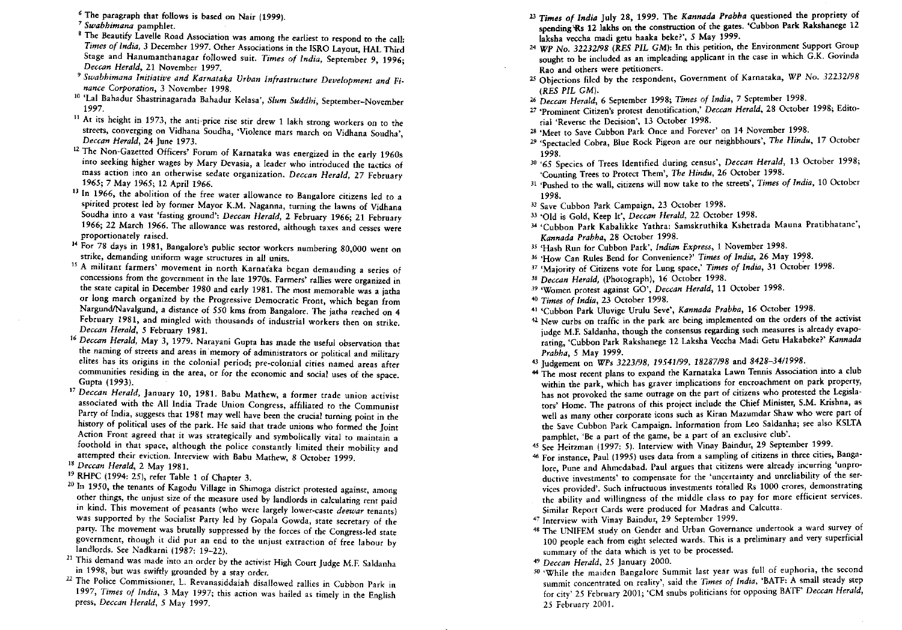[6] The paragraph that follows is based on Nair (1999).

[7] *Swabhimana* pamphlet.

[8] The Beautify Lavelle Road Association was among the earliest to respond to the call: *Times of India*, 3 December 1997. Other Associations in the ISRO Layout, HAL Third Stage and Hanumanthanagar followed suit. *Times of India*, September 9, 1996; *Deccan Herald*, 21 November 1997.

[9] *Swabhimana Initiative and Karnataka Urban Infrastructure Development and Finance Corporation*, 3 November 1998.

[10] 'Lal Bahadur Shastrinagarada Bahadur Kelasa', *Slum Suddhi*, September–November 1997.

[11] At its height in 1973, the anti-price rise stir drew 1 lakh strong workers on to the streets, converging on Vidhana Soudha, 'Violence mars march on Vidhana Soudha', *Deccan Herald*, 24 June 1973.

[12] The Non-Gazetted Officers' Forum of Karnataka was energized in the early 1960s into seeking higher wages by Mary Devasia, a leader who introduced the tactics of mass action into an otherwise sedate organization. *Deccan Herald*, 27 February 1965; 7 May 1965; 12 April 1966.

[13] In 1966, the abolition of the free water allowance to Bangalore citizens led to a spirited protest led by former Mayor K.M. Naganna, turning the lawns of Vidhana Soudha into a vast 'fasting ground': *Deccan Herald*, 2 February 1966; 21 February 1966; 22 March 1966. The allowance was restored, although taxes and cesses were proportionately raised.

[14] For 78 days in 1981, Bangalore's public sector workers numbering 80,000 went on strike, demanding uniform wage structures in all units.

[15] A militant farmers' movement in north Karnataka began demanding a series of concessions from the government in the late 1970s. Farmers' rallies were organized in the state capital in December 1980 and early 1981. The most memorable was a jatha or long march organized by the Progressive Democratic Front, which began from Nargund/Navalgund, a distance of 550 kms from Bangalore. The jatha reached on 4 February 1981, and mingled with thousands of industrial workers then on strike. *Deccan Herald*, 5 February 1981.

[16] *Deccan Herald*, May 3, 1979. Narayani Gupta has made the useful observation that the naming of streets and areas in memory of administrators or political and military elites has its origins in the colonial period; pre-colonial cities named areas after communities residing in the area, or for the economic and social uses of the space. Gupta (1993).

[17] *Deccan Herald*, January 10, 1981. Babu Mathew, a former trade union activist associated with the All India Trade Union Congress, affiliated to the Communist Party of India, suggests that 1981 may well have been the crucial turning point in the history of political uses of the park. He said that trade unions who formed the Joint Action Front agreed that it was strategically and symbolically vital to maintain a foothold in that space, although the police constantly limited their mobility and attempted their eviction. Interview with Babu Mathew, 8 October 1999.

[18] *Deccan Herald*, 2 May 1981.

[19] RHPC (1994: 25), refer Table 1 of Chapter 3.

[20] In 1950, the tenants of Kagodu Village in Shimoga district protested against, among other things, the unjust size of the measure used by landlords in calculating rent paid in kind. This movement of peasants (who were largely lower-caste *deewar* tenants) was supported by the Socialist Party led by Gopala Gowda, state secretary of the party. The movement was brutally suppressed by the forces of the Congress-led state government, though it did put an end to the unjust extraction of free labour by landlords. See Nadkarni (1987: 19–22).

[21] This demand was made into an order by the activist High Court Judge M.F. Saldanha in 1998, but was swiftly grounded by a stay order.

[22] The Police Commissioner, L. Revanasiddaiah disallowed rallies in Cubbon Park in 1997, *Times of India*, 3 May 1997; this action was hailed as timely in the English press, *Deccan Herald*, 5 May 1997.

[23] *Times of India* July 28, 1999. The *Kannada Prabha* questioned the propriety of spending Rs 12 lakhs on the construction of the gates. 'Cubbon Park Rakshanege 12 laksha veccha madi getu haaka beke?', 5 May 1999.

[24] *WP No. 32232/98 (RES PIL GM)*: In this petition, the Environment Support Group sought to be included as an impleading applicant in the case in which G.K. Govinda Rao and others were petitioners.

[25] Objections filed by the respondent, Government of Karnataka, *WP No. 32232/98 (RES PIL GM)*.

[26] *Deccan Herald*, 6 September 1998; *Times of India*, 7 September 1998.

[27] 'Prominent Citizen's protest denotification,' *Deccan Herald*, 28 October 1998; Editorial 'Reverse the Decision', 13 October 1998.

[28] 'Meet to Save Cubbon Park Once and Forever' on 14 November 1998.

[29] 'Spectacled Cobra, Blue Rock Pigeon are our neighbhours', *The Hindu*, 17 October 1998.

[30] '65 Species of Trees Identified during census', *Deccan Herald*, 13 October 1998; 'Counting Trees to Protect Them', *The Hindu*, 26 October 1998.

[31] 'Pushed to the wall, citizens will now take to the streets', *Times of India*, 10 October 1998.

[32] Save Cubbon Park Campaign, 23 October 1998.

[33] 'Old is Gold, Keep It', *Deccan Herald*, 22 October 1998.

[34] 'Cubbon Park Kabalikke Yathra: Samskruthika Kshetrada Mauna Pratibhatane', *Kannada Prabha*, 28 October 1998.

[35] 'Hash Run for Cubbon Park', *Indian Express*, 1 November 1998.

[36] 'How Can Rules Bend for Convenience?' *Times of India*, 26 May 1998.

[37] 'Majority of Citizens vote for Lung space,' *Times of India*, 31 October 1998.

[38] *Deccan Herald*, (Photograph), 16 October 1998.

[39] 'Women protest against GO', *Deccan Herald*, 11 October 1998.

[40] *Times of India*, 23 October 1998.

[41] 'Cubbon Park Uluvige Urulu Seve', *Kannada Prabha*, 16 October 1998.

[42] New curbs on traffic in the park are being implemented on the orders of the activist judge M.F. Saldanha, though the consensus regarding such measures is already evaporating, 'Cubbon Park Rakshanege 12 Laksha Veccha Madi Getu Hakabeke?' *Kannada Prabha*, 5 May 1999.

[43] Judgement on *WPs 3223/98, 19541/99, 18287/98* and *8428–34/1998*.

[44] The most recent plans to expand the Karnataka Lawn Tennis Association into a club within the park, which has graver implications for encroachment on park property, has not provoked the same outrage on the part of citizens who protested the Legislators' Home. The patrons of this project include the Chief Minister, S.M. Krishna, as well as many other corporate icons such as Kiran Mazumdar Shaw who were part of the Save Cubbon Park Campaign. Information from Leo Saldanha; see also KSLTA pamphlet, 'Be a part of the game, be a part of an exclusive club'.

[45] See Heitzman (1997: 5). Interview with Vinay Baindur, 29 September 1999.

[46] For instance, Paul (1995) uses data from a sampling of citizens in three cities, Bangalore, Pune and Ahmedabad. Paul argues that citizens were already incurring 'unproductive investments' to compensate for the 'uncertainty and unreliability of the services provided'. Such infructuous investments totalled Rs 1000 crores, demonstrating the ability and willingness of the middle class to pay for more efficient services. Similar Report Cards were produced for Madras and Calcutta.

[47] Interview with Vinay Baindur, 29 September 1999.

[48] The UNIFEM study on Gender and Urban Governance undertook a ward survey of 100 people each from eight selected wards. This is a preliminary and very superficial summary of the data which is yet to be processed.

[49] *Deccan Herald*, 25 January 2000.

[50] 'While the maiden Bangalore Summit last year was full of euphoria, the second summit concentrated on reality', said the *Times of India*, 'BATF: A small steady step for city' 25 February 2001; 'CM snubs politicians for opposing BATF' *Deccan Herald*, 25 February 2001.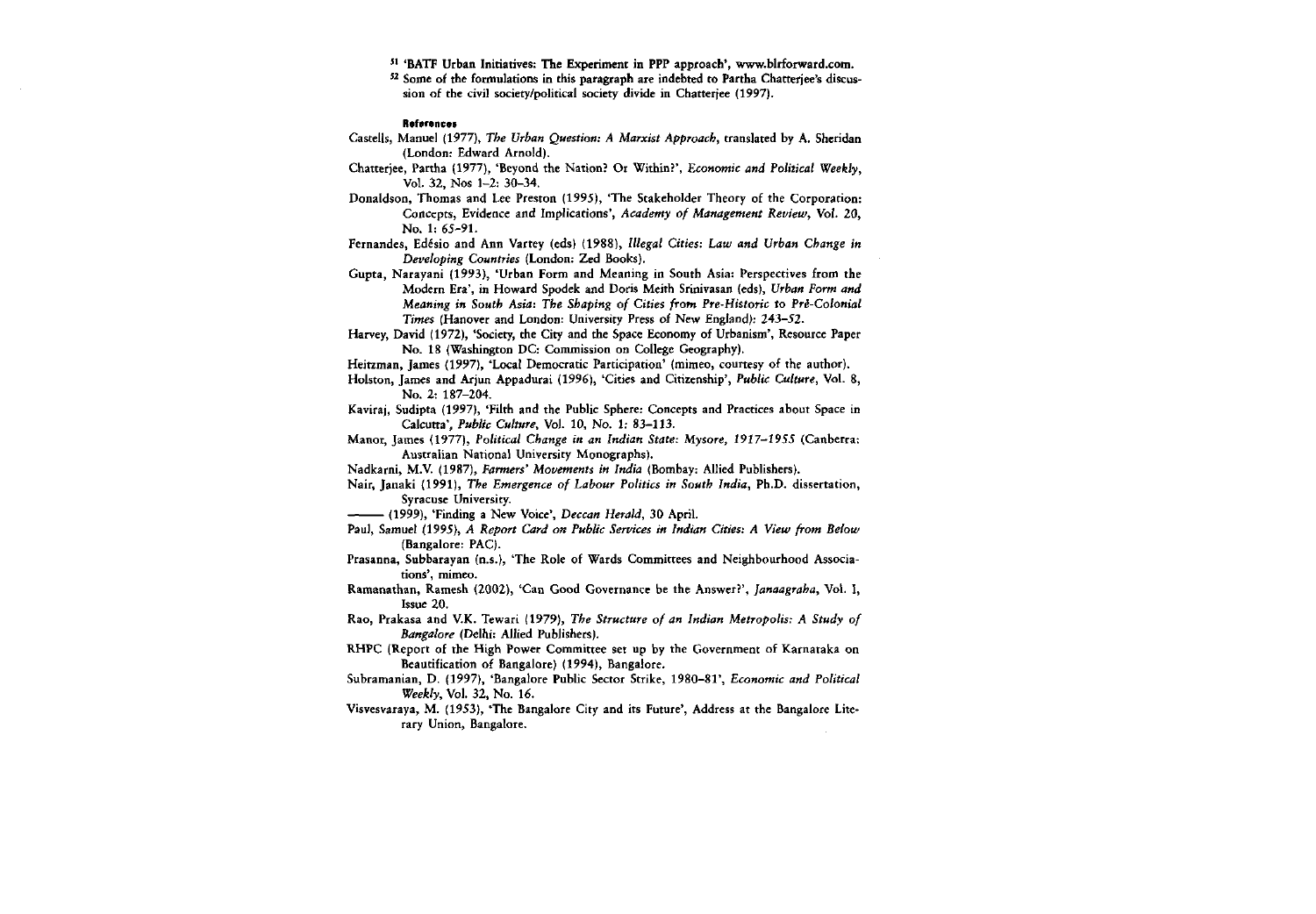[51] 'BATF Urban Initiatives: The Experiment in PPP approach', www.blrforward.com.

[52] Some of the formulations in this paragraph are indebted to Partha Chatterjee's discussion of the civil society/political society divide in Chatterjee (1997).

#### References

Castells, Manuel (1977), *The Urban Question: A Marxist Approach*, translated by A. Sheridan (London: Edward Arnold).

Chatterjee, Partha (1977), 'Beyond the Nation? Or Within?', *Economic and Political Weekly*, Vol. 32, Nos 1–2: 30–34.

Donaldson, Thomas and Lee Preston (1995), 'The Stakeholder Theory of the Corporation: Concepts, Evidence and Implications', *Academy of Management Review*, Vol. 20, No. 1: 65–91.

Fernandes, Edésio and Ann Varley (eds) (1988), *Illegal Cities: Law and Urban Change in Developing Countries* (London: Zed Books).

Gupta, Narayani (1993), 'Urban Form and Meaning in South Asia: Perspectives from the Modern Era', in Howard Spodek and Doris Meith Srinivasan (eds), *Urban Form and Meaning in South Asia: The Shaping of Cities from Pre-Historic to Pre-Colonial Times* (Hanover and London: University Press of New England): 243–52.

Harvey, David (1972), 'Society, the City and the Space Economy of Urbanism', Resource Paper No. 18 (Washington DC: Commission on College Geography).

Heitzman, James (1997), 'Local Democratic Participation' (mimeo, courtesy of the author).

Holston, James and Arjun Appadurai (1996), 'Cities and Citizenship', *Public Culture*, Vol. 8, No. 2: 187–204.

Kaviraj, Sudipta (1997), 'Filth and the Public Sphere: Concepts and Practices about Space in Calcutta', *Public Culture*, Vol. 10, No. 1: 83–113.

Manor, James (1977), *Political Change in an Indian State: Mysore, 1917–1955* (Canberra: Australian National University Monographs).

Nadkarni, M.V. (1987), *Farmers' Movements in India* (Bombay: Allied Publishers).

Nair, Janaki (1991), *The Emergence of Labour Politics in South India*, Ph.D. dissertation, Syracuse University.

——— (1999), 'Finding a New Voice', *Deccan Herald*, 30 April.

Paul, Samuel (1995), *A Report Card on Public Services in Indian Cities: A View from Below* (Bangalore: PAC).

Prasanna, Subbarayan (n.s.), 'The Role of Wards Committees and Neighbourhood Associations', mimeo.

Ramanathan, Ramesh (2002), 'Can Good Governance be the Answer?', *Janaagraha*, Vol. I, Issue 20.

Rao, Prakasa and V.K. Tewari (1979), *The Structure of an Indian Metropolis: A Study of Bangalore* (Delhi: Allied Publishers).

RHPC (Report of the High Power Committee set up by the Government of Karnataka on Beautification of Bangalore) (1994), Bangalore.

Subramanian, D. (1997), 'Bangalore Public Sector Strike, 1980–81', *Economic and Political Weekly*, Vol. 32, No. 16.

Visvesvaraya, M. (1953), 'The Bangalore City and its Future', Address at the Bangalore Literary Union, Bangalore.